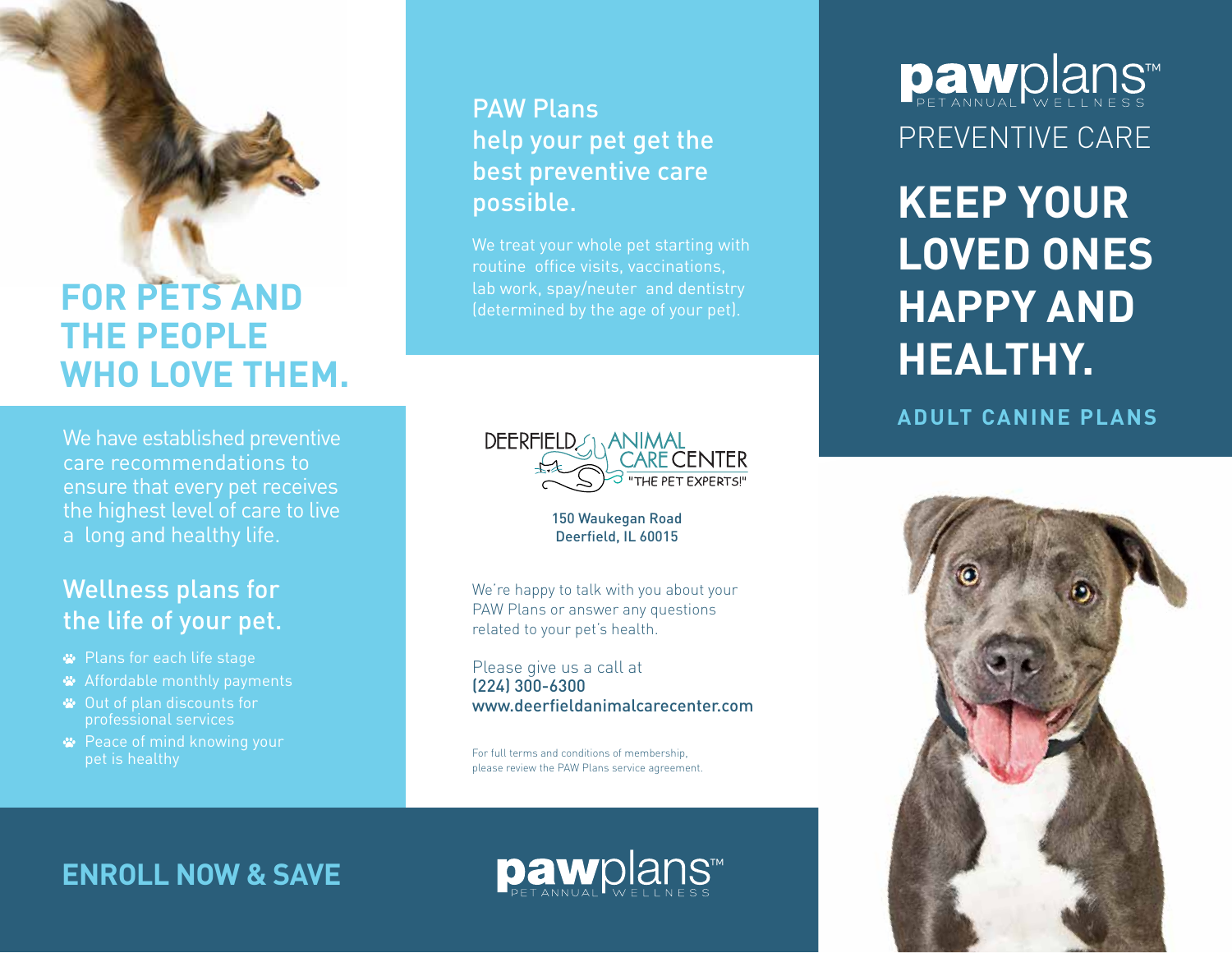# FOR PETS AND THE PEOPLE WHO LOVE THEM.

We have established preventive care recommendations to ensure that every pet receives the highest level of care to live a long and healthy life.

## Wellness plans for the life of your pet.

- Plans for each life stage
- Affordable monthly payments
- Out of plan discounts for professional services
- Peace of mind knowing your pet is healthy

## ENROLL NOW & SAVE

## PAW Plans help your pet get the best preventive care possible.

We treat your whole pet starting with routine office visits, vaccinations, lab work, spay/neuter and dentistry (determined by the age of your pet).

DEERFIELD ANIMAL CARE CENTER "THE PET EXPERTS!"

150 Waukegan Road
Deerfield, IL 60015

We're happy to talk with you about your PAW Plans or answer any questions related to your pet's health.

Please give us a call at
(224) 300-6300
www.deerfieldanimalcarecenter.com

For full terms and conditions of membership, please review the PAW Plans service agreement.

pawplans™ PET ANNUAL WELLNESS

pawplans™ PET ANNUAL WELLNESS

PREVENTIVE CARE

# KEEP YOUR LOVED ONES HAPPY AND HEALTHY.

## ADULT CANINE PLANS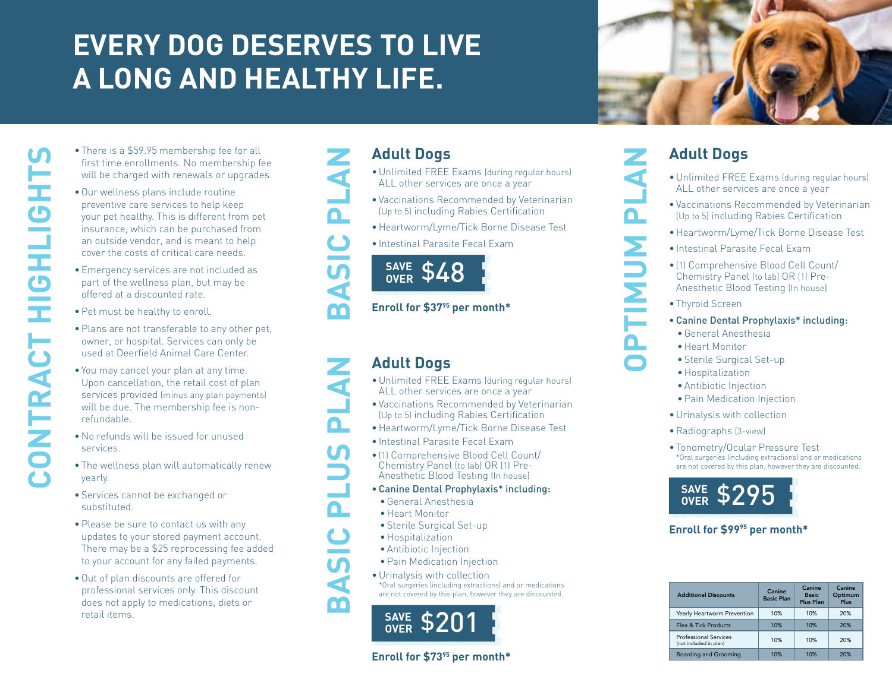# EVERY DOG DESERVES TO LIVE A LONG AND HEALTHY LIFE.

## CONTRACT HIGHLIGHTS

- There is a $59.95 membership fee for all first time enrollments. No membership fee will be charged with renewals or upgrades.
- Our wellness plans include routine preventive care services to help keep your pet healthy. This is different from pet insurance, which can be purchased from an outside vendor, and is meant to help cover the costs of critical care needs.
- Emergency services are not included as part of the wellness plan, but may be offered at a discounted rate.
- Pet must be healthy to enroll.
- Plans are not transferable to any other pet, owner, or hospital. Services can only be used at Deerfield Animal Care Center.
- You may cancel your plan at any time. Upon cancellation, the retail cost of plan services provided (minus any plan payments) will be due. The membership fee is non-refundable.
- No refunds will be issued for unused services.
- The wellness plan will automatically renew yearly.
- Services cannot be exchanged or substituted.
- Please be sure to contact us with any updates to your stored payment account. There may be a $25 reprocessing fee added to your account for any failed payments.
- Out of plan discounts are offered for professional services only. This discount does not apply to medications, diets or retail items.

## BASIC PLAN

### Adult Dogs

- Unlimited FREE Exams (during regular hours) ALL other services are once a year
- Vaccinations Recommended by Veterinarian (Up to 5) including Rabies Certification
- Heartworm/Lyme/Tick Borne Disease Test
- Intestinal Parasite Fecal Exam

**SAVE OVER $48**

**Enroll for $37.95 per month***

## BASIC PLUS PLAN

### Adult Dogs

- Unlimited FREE Exams (during regular hours) ALL other services are once a year
- Vaccinations Recommended by Veterinarian (Up to 5) including Rabies Certification
- Heartworm/Lyme/Tick Borne Disease Test
- Intestinal Parasite Fecal Exam
- (1) Comprehensive Blood Cell Count/ Chemistry Panel (to lab) OR (1) Pre-Anesthetic Blood Testing (In house)
- **Canine Dental Prophylaxis* including:**
  - General Anesthesia
  - Heart Monitor
  - Sterile Surgical Set-up
  - Hospitalization
  - Antibiotic Injection
  - Pain Medication Injection
- Urinalysis with collection

*Oral surgeries (including extractions) and or medications are not covered by this plan, however they are discounted.

**SAVE OVER $201**

**Enroll for $73.95 per month***

## OPTIMUM PLAN

### Adult Dogs

- Unlimited FREE Exams (during regular hours) ALL other services are once a year
- Vaccinations Recommended by Veterinarian (Up to 5) including Rabies Certification
- Heartworm/Lyme/Tick Borne Disease Test
- Intestinal Parasite Fecal Exam
- (1) Comprehensive Blood Cell Count/ Chemistry Panel (to lab) OR (1) Pre-Anesthetic Blood Testing (In house)
- Thyroid Screen
- **Canine Dental Prophylaxis* including:**
  - General Anesthesia
  - Heart Monitor
  - Sterile Surgical Set-up
  - Hospitalization
  - Antibiotic Injection
  - Pain Medication Injection
- Urinalysis with collection
- Radiographs (3-view)
- Tonometry/Ocular Pressure Test

*Oral surgeries (including extractions) and or medications are not covered by this plan, however they are discounted.

**SAVE OVER $295**

**Enroll for $99.95 per month***

| Additional Discounts | Canine Basic Plan | Canine Basic Plus Plan | Canine Optimum Plus |
|---|---|---|---|
| Yearly Heartworm Prevention | 10% | 10% | 20% |
| Flea & Tick Products | 10% | 10% | 20% |
| Professional Services (not included in plan) | 10% | 10% | 20% |
| Boarding and Grooming | 10% | 10% | 20% |